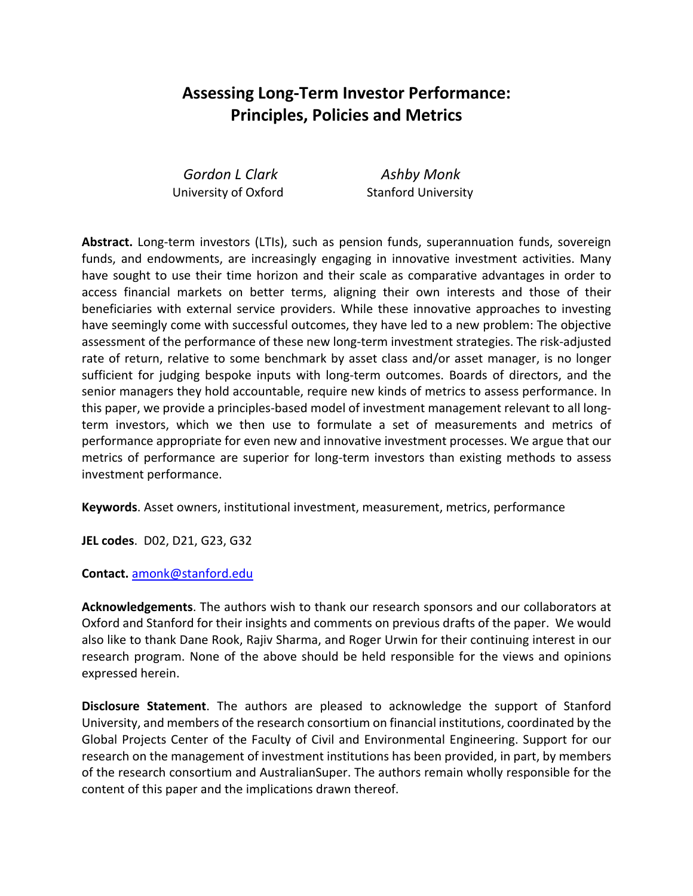# Assessing Long-Term Investor Performance: Principles, Policies and Metrics

*Gordon L Clark*
University of Oxford

*Ashby Monk*
Stanford University

**Abstract.** Long-term investors (LTIs), such as pension funds, superannuation funds, sovereign funds, and endowments, are increasingly engaging in innovative investment activities. Many have sought to use their time horizon and their scale as comparative advantages in order to access financial markets on better terms, aligning their own interests and those of their beneficiaries with external service providers. While these innovative approaches to investing have seemingly come with successful outcomes, they have led to a new problem: The objective assessment of the performance of these new long-term investment strategies. The risk-adjusted rate of return, relative to some benchmark by asset class and/or asset manager, is no longer sufficient for judging bespoke inputs with long-term outcomes. Boards of directors, and the senior managers they hold accountable, require new kinds of metrics to assess performance. In this paper, we provide a principles-based model of investment management relevant to all long-term investors, which we then use to formulate a set of measurements and metrics of performance appropriate for even new and innovative investment processes. We argue that our metrics of performance are superior for long-term investors than existing methods to assess investment performance.

**Keywords**. Asset owners, institutional investment, measurement, metrics, performance

**JEL codes**. D02, D21, G23, G32

**Contact.** amonk@stanford.edu

**Acknowledgements**. The authors wish to thank our research sponsors and our collaborators at Oxford and Stanford for their insights and comments on previous drafts of the paper. We would also like to thank Dane Rook, Rajiv Sharma, and Roger Urwin for their continuing interest in our research program. None of the above should be held responsible for the views and opinions expressed herein.

**Disclosure Statement**. The authors are pleased to acknowledge the support of Stanford University, and members of the research consortium on financial institutions, coordinated by the Global Projects Center of the Faculty of Civil and Environmental Engineering. Support for our research on the management of investment institutions has been provided, in part, by members of the research consortium and AustralianSuper. The authors remain wholly responsible for the content of this paper and the implications drawn thereof.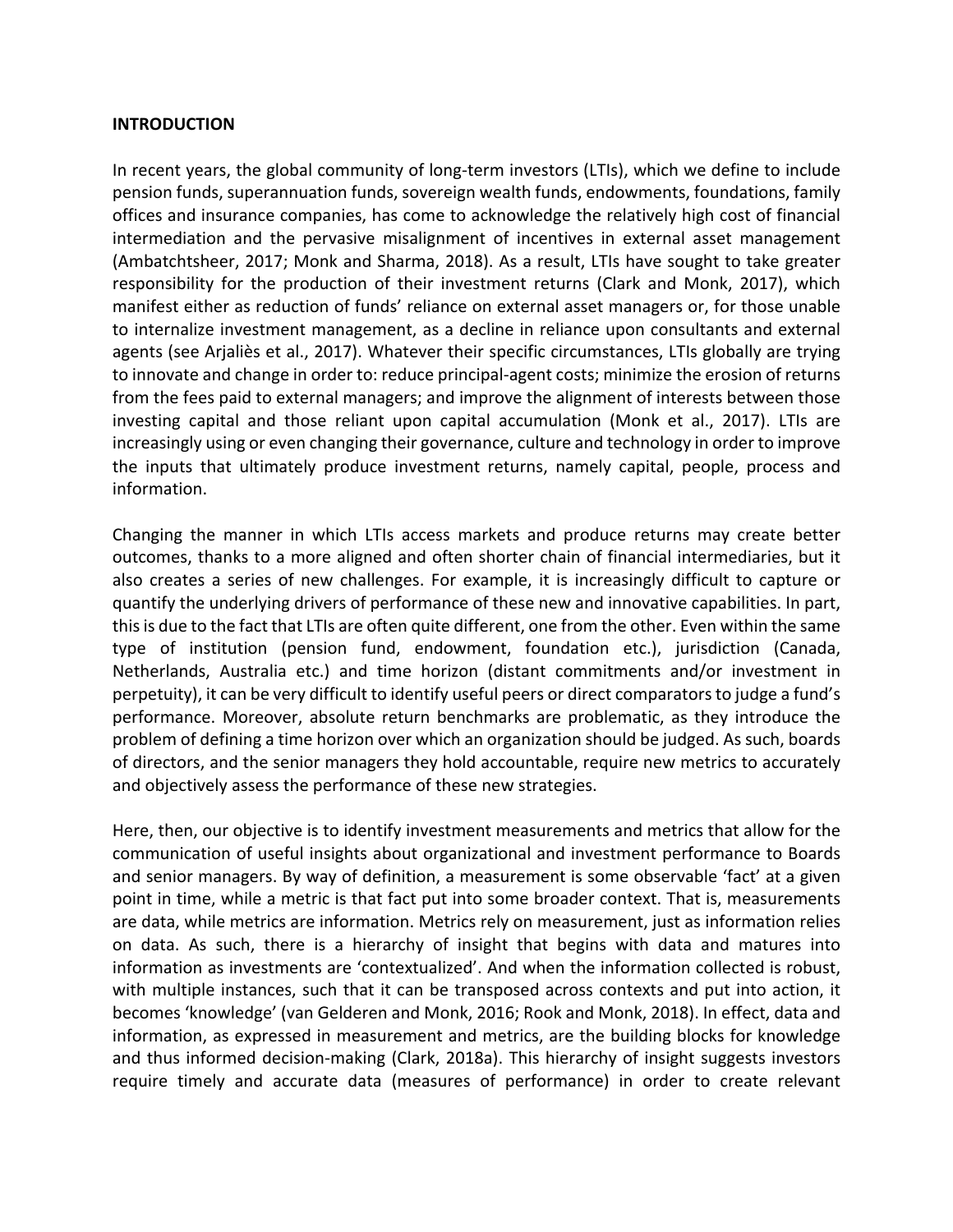**INTRODUCTION**

In recent years, the global community of long-term investors (LTIs), which we define to include pension funds, superannuation funds, sovereign wealth funds, endowments, foundations, family offices and insurance companies, has come to acknowledge the relatively high cost of financial intermediation and the pervasive misalignment of incentives in external asset management (Ambatchtsheer, 2017; Monk and Sharma, 2018). As a result, LTIs have sought to take greater responsibility for the production of their investment returns (Clark and Monk, 2017), which manifest either as reduction of funds' reliance on external asset managers or, for those unable to internalize investment management, as a decline in reliance upon consultants and external agents (see Arjaliès et al., 2017). Whatever their specific circumstances, LTIs globally are trying to innovate and change in order to: reduce principal-agent costs; minimize the erosion of returns from the fees paid to external managers; and improve the alignment of interests between those investing capital and those reliant upon capital accumulation (Monk et al., 2017). LTIs are increasingly using or even changing their governance, culture and technology in order to improve the inputs that ultimately produce investment returns, namely capital, people, process and information.

Changing the manner in which LTIs access markets and produce returns may create better outcomes, thanks to a more aligned and often shorter chain of financial intermediaries, but it also creates a series of new challenges. For example, it is increasingly difficult to capture or quantify the underlying drivers of performance of these new and innovative capabilities. In part, this is due to the fact that LTIs are often quite different, one from the other. Even within the same type of institution (pension fund, endowment, foundation etc.), jurisdiction (Canada, Netherlands, Australia etc.) and time horizon (distant commitments and/or investment in perpetuity), it can be very difficult to identify useful peers or direct comparators to judge a fund's performance. Moreover, absolute return benchmarks are problematic, as they introduce the problem of defining a time horizon over which an organization should be judged. As such, boards of directors, and the senior managers they hold accountable, require new metrics to accurately and objectively assess the performance of these new strategies.

Here, then, our objective is to identify investment measurements and metrics that allow for the communication of useful insights about organizational and investment performance to Boards and senior managers. By way of definition, a measurement is some observable 'fact' at a given point in time, while a metric is that fact put into some broader context. That is, measurements are data, while metrics are information. Metrics rely on measurement, just as information relies on data. As such, there is a hierarchy of insight that begins with data and matures into information as investments are 'contextualized'. And when the information collected is robust, with multiple instances, such that it can be transposed across contexts and put into action, it becomes 'knowledge' (van Gelderen and Monk, 2016; Rook and Monk, 2018). In effect, data and information, as expressed in measurement and metrics, are the building blocks for knowledge and thus informed decision-making (Clark, 2018a). This hierarchy of insight suggests investors require timely and accurate data (measures of performance) in order to create relevant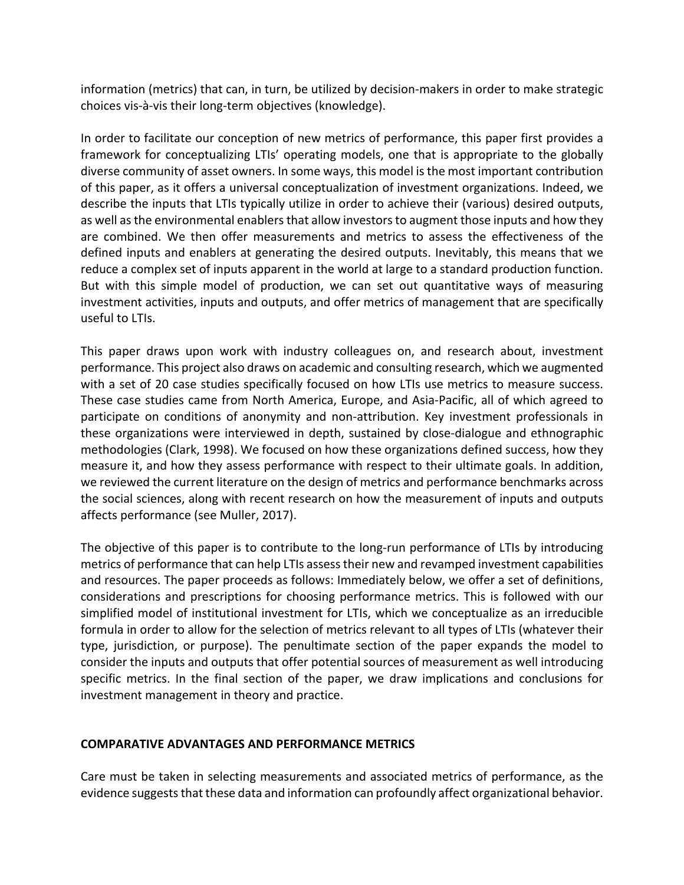information (metrics) that can, in turn, be utilized by decision-makers in order to make strategic choices vis-à-vis their long-term objectives (knowledge).

In order to facilitate our conception of new metrics of performance, this paper first provides a framework for conceptualizing LTIs' operating models, one that is appropriate to the globally diverse community of asset owners. In some ways, this model is the most important contribution of this paper, as it offers a universal conceptualization of investment organizations. Indeed, we describe the inputs that LTIs typically utilize in order to achieve their (various) desired outputs, as well as the environmental enablers that allow investors to augment those inputs and how they are combined. We then offer measurements and metrics to assess the effectiveness of the defined inputs and enablers at generating the desired outputs. Inevitably, this means that we reduce a complex set of inputs apparent in the world at large to a standard production function. But with this simple model of production, we can set out quantitative ways of measuring investment activities, inputs and outputs, and offer metrics of management that are specifically useful to LTIs.

This paper draws upon work with industry colleagues on, and research about, investment performance. This project also draws on academic and consulting research, which we augmented with a set of 20 case studies specifically focused on how LTIs use metrics to measure success. These case studies came from North America, Europe, and Asia-Pacific, all of which agreed to participate on conditions of anonymity and non-attribution. Key investment professionals in these organizations were interviewed in depth, sustained by close-dialogue and ethnographic methodologies (Clark, 1998). We focused on how these organizations defined success, how they measure it, and how they assess performance with respect to their ultimate goals. In addition, we reviewed the current literature on the design of metrics and performance benchmarks across the social sciences, along with recent research on how the measurement of inputs and outputs affects performance (see Muller, 2017).

The objective of this paper is to contribute to the long-run performance of LTIs by introducing metrics of performance that can help LTIs assess their new and revamped investment capabilities and resources. The paper proceeds as follows: Immediately below, we offer a set of definitions, considerations and prescriptions for choosing performance metrics. This is followed with our simplified model of institutional investment for LTIs, which we conceptualize as an irreducible formula in order to allow for the selection of metrics relevant to all types of LTIs (whatever their type, jurisdiction, or purpose). The penultimate section of the paper expands the model to consider the inputs and outputs that offer potential sources of measurement as well introducing specific metrics. In the final section of the paper, we draw implications and conclusions for investment management in theory and practice.

## COMPARATIVE ADVANTAGES AND PERFORMANCE METRICS

Care must be taken in selecting measurements and associated metrics of performance, as the evidence suggests that these data and information can profoundly affect organizational behavior.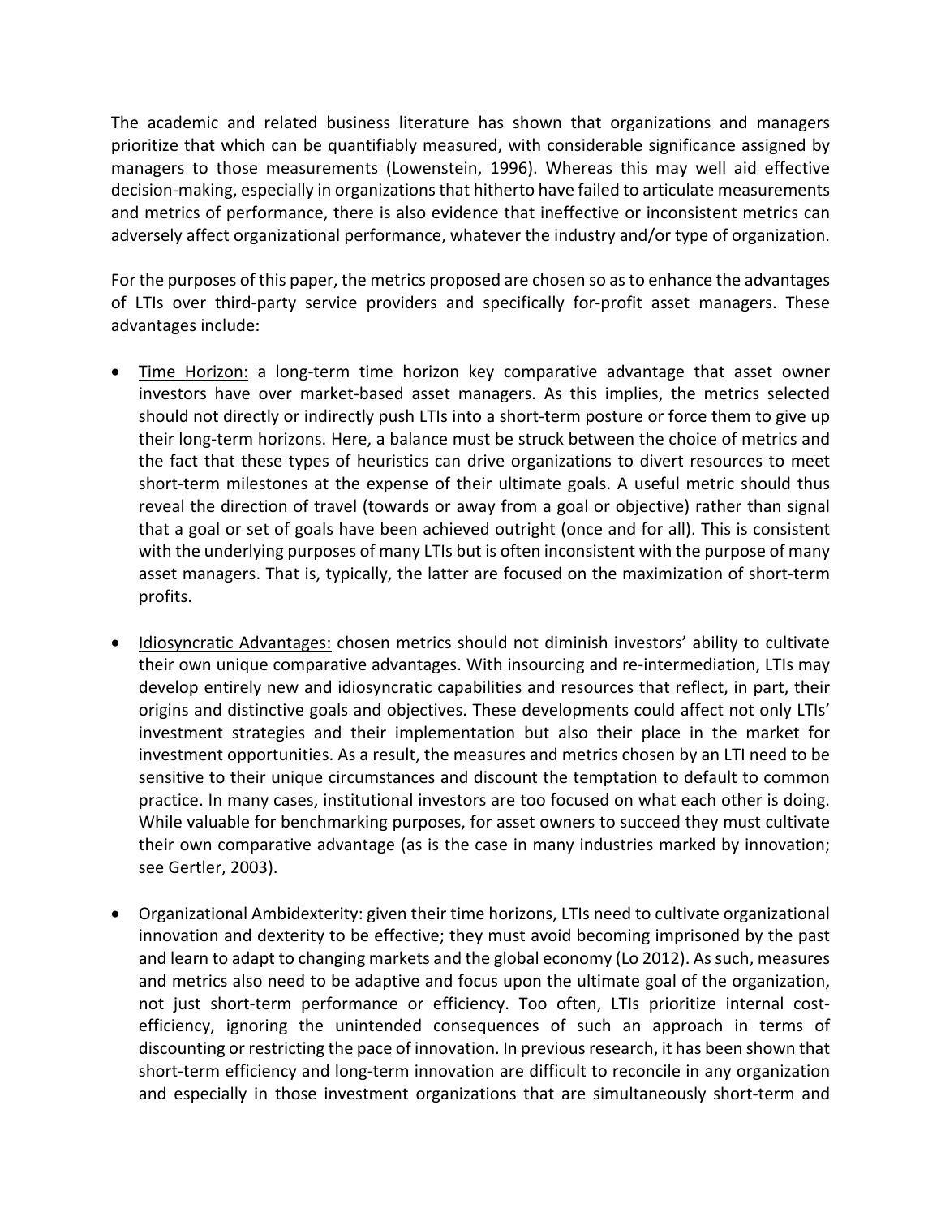The academic and related business literature has shown that organizations and managers prioritize that which can be quantifiably measured, with considerable significance assigned by managers to those measurements (Lowenstein, 1996). Whereas this may well aid effective decision-making, especially in organizations that hitherto have failed to articulate measurements and metrics of performance, there is also evidence that ineffective or inconsistent metrics can adversely affect organizational performance, whatever the industry and/or type of organization.

For the purposes of this paper, the metrics proposed are chosen so as to enhance the advantages of LTIs over third-party service providers and specifically for-profit asset managers. These advantages include:

- <u>Time Horizon:</u> a long-term time horizon key comparative advantage that asset owner investors have over market-based asset managers. As this implies, the metrics selected should not directly or indirectly push LTIs into a short-term posture or force them to give up their long-term horizons. Here, a balance must be struck between the choice of metrics and the fact that these types of heuristics can drive organizations to divert resources to meet short-term milestones at the expense of their ultimate goals. A useful metric should thus reveal the direction of travel (towards or away from a goal or objective) rather than signal that a goal or set of goals have been achieved outright (once and for all). This is consistent with the underlying purposes of many LTIs but is often inconsistent with the purpose of many asset managers. That is, typically, the latter are focused on the maximization of short-term profits.

- <u>Idiosyncratic Advantages:</u> chosen metrics should not diminish investors' ability to cultivate their own unique comparative advantages. With insourcing and re-intermediation, LTIs may develop entirely new and idiosyncratic capabilities and resources that reflect, in part, their origins and distinctive goals and objectives. These developments could affect not only LTIs' investment strategies and their implementation but also their place in the market for investment opportunities. As a result, the measures and metrics chosen by an LTI need to be sensitive to their unique circumstances and discount the temptation to default to common practice. In many cases, institutional investors are too focused on what each other is doing. While valuable for benchmarking purposes, for asset owners to succeed they must cultivate their own comparative advantage (as is the case in many industries marked by innovation; see Gertler, 2003).

- <u>Organizational Ambidexterity:</u> given their time horizons, LTIs need to cultivate organizational innovation and dexterity to be effective; they must avoid becoming imprisoned by the past and learn to adapt to changing markets and the global economy (Lo 2012). As such, measures and metrics also need to be adaptive and focus upon the ultimate goal of the organization, not just short-term performance or efficiency. Too often, LTIs prioritize internal cost-efficiency, ignoring the unintended consequences of such an approach in terms of discounting or restricting the pace of innovation. In previous research, it has been shown that short-term efficiency and long-term innovation are difficult to reconcile in any organization and especially in those investment organizations that are simultaneously short-term and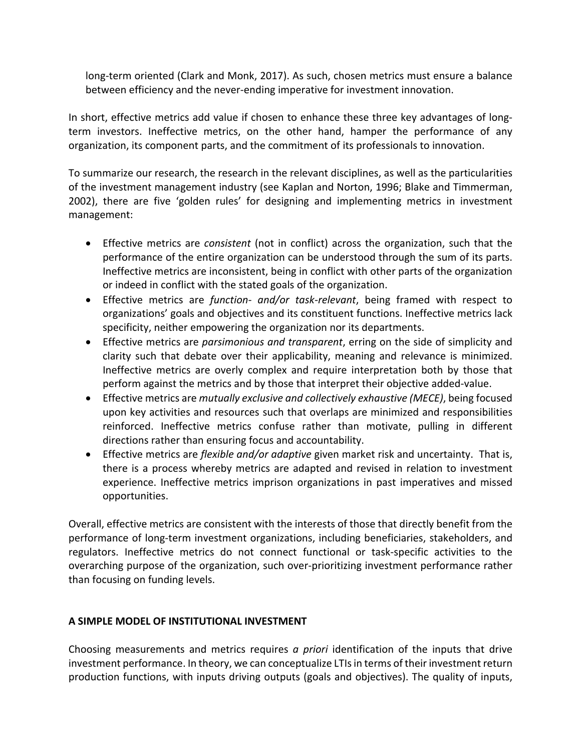long-term oriented (Clark and Monk, 2017). As such, chosen metrics must ensure a balance between efficiency and the never-ending imperative for investment innovation.

In short, effective metrics add value if chosen to enhance these three key advantages of long-term investors. Ineffective metrics, on the other hand, hamper the performance of any organization, its component parts, and the commitment of its professionals to innovation.

To summarize our research, the research in the relevant disciplines, as well as the particularities of the investment management industry (see Kaplan and Norton, 1996; Blake and Timmerman, 2002), there are five 'golden rules' for designing and implementing metrics in investment management:

- Effective metrics are *consistent* (not in conflict) across the organization, such that the performance of the entire organization can be understood through the sum of its parts. Ineffective metrics are inconsistent, being in conflict with other parts of the organization or indeed in conflict with the stated goals of the organization.
- Effective metrics are *function- and/or task-relevant*, being framed with respect to organizations' goals and objectives and its constituent functions. Ineffective metrics lack specificity, neither empowering the organization nor its departments.
- Effective metrics are *parsimonious and transparent*, erring on the side of simplicity and clarity such that debate over their applicability, meaning and relevance is minimized. Ineffective metrics are overly complex and require interpretation both by those that perform against the metrics and by those that interpret their objective added-value.
- Effective metrics are *mutually exclusive and collectively exhaustive (MECE)*, being focused upon key activities and resources such that overlaps are minimized and responsibilities reinforced. Ineffective metrics confuse rather than motivate, pulling in different directions rather than ensuring focus and accountability.
- Effective metrics are *flexible and/or adaptive* given market risk and uncertainty. That is, there is a process whereby metrics are adapted and revised in relation to investment experience. Ineffective metrics imprison organizations in past imperatives and missed opportunities.

Overall, effective metrics are consistent with the interests of those that directly benefit from the performance of long-term investment organizations, including beneficiaries, stakeholders, and regulators. Ineffective metrics do not connect functional or task-specific activities to the overarching purpose of the organization, such over-prioritizing investment performance rather than focusing on funding levels.

## A SIMPLE MODEL OF INSTITUTIONAL INVESTMENT

Choosing measurements and metrics requires *a priori* identification of the inputs that drive investment performance. In theory, we can conceptualize LTIs in terms of their investment return production functions, with inputs driving outputs (goals and objectives). The quality of inputs,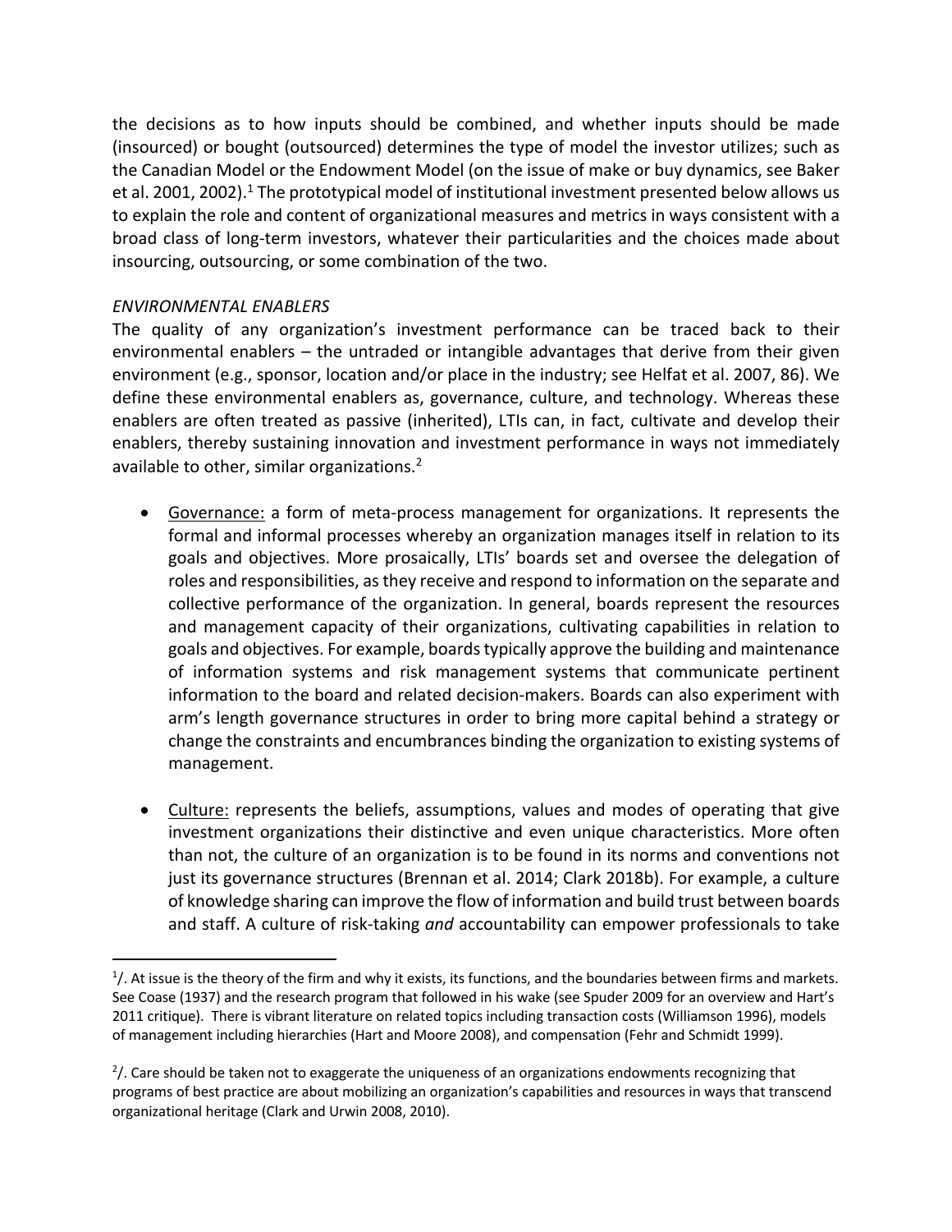the decisions as to how inputs should be combined, and whether inputs should be made (insourced) or bought (outsourced) determines the type of model the investor utilizes; such as the Canadian Model or the Endowment Model (on the issue of make or buy dynamics, see Baker et al. 2001, 2002).[1] The prototypical model of institutional investment presented below allows us to explain the role and content of organizational measures and metrics in ways consistent with a broad class of long-term investors, whatever their particularities and the choices made about insourcing, outsourcing, or some combination of the two.

*ENVIRONMENTAL ENABLERS*

The quality of any organization's investment performance can be traced back to their environmental enablers – the untraded or intangible advantages that derive from their given environment (e.g., sponsor, location and/or place in the industry; see Helfat et al. 2007, 86). We define these environmental enablers as, governance, culture, and technology. Whereas these enablers are often treated as passive (inherited), LTIs can, in fact, cultivate and develop their enablers, thereby sustaining innovation and investment performance in ways not immediately available to other, similar organizations.[2]

- <u>Governance:</u> a form of meta-process management for organizations. It represents the formal and informal processes whereby an organization manages itself in relation to its goals and objectives. More prosaically, LTIs' boards set and oversee the delegation of roles and responsibilities, as they receive and respond to information on the separate and collective performance of the organization. In general, boards represent the resources and management capacity of their organizations, cultivating capabilities in relation to goals and objectives. For example, boards typically approve the building and maintenance of information systems and risk management systems that communicate pertinent information to the board and related decision-makers. Boards can also experiment with arm's length governance structures in order to bring more capital behind a strategy or change the constraints and encumbrances binding the organization to existing systems of management.

- <u>Culture:</u> represents the beliefs, assumptions, values and modes of operating that give investment organizations their distinctive and even unique characteristics. More often than not, the culture of an organization is to be found in its norms and conventions not just its governance structures (Brennan et al. 2014; Clark 2018b). For example, a culture of knowledge sharing can improve the flow of information and build trust between boards and staff. A culture of risk-taking *and* accountability can empower professionals to take

---

[1]/. At issue is the theory of the firm and why it exists, its functions, and the boundaries between firms and markets. See Coase (1937) and the research program that followed in his wake (see Spuder 2009 for an overview and Hart's 2011 critique). There is vibrant literature on related topics including transaction costs (Williamson 1996), models of management including hierarchies (Hart and Moore 2008), and compensation (Fehr and Schmidt 1999).

[2]/. Care should be taken not to exaggerate the uniqueness of an organizations endowments recognizing that programs of best practice are about mobilizing an organization's capabilities and resources in ways that transcend organizational heritage (Clark and Urwin 2008, 2010).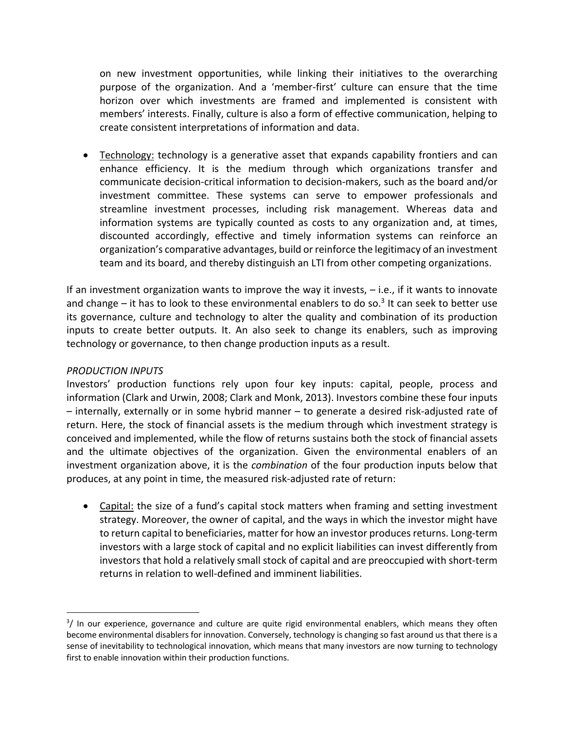on new investment opportunities, while linking their initiatives to the overarching purpose of the organization. And a 'member-first' culture can ensure that the time horizon over which investments are framed and implemented is consistent with members' interests. Finally, culture is also a form of effective communication, helping to create consistent interpretations of information and data.

- Technology: technology is a generative asset that expands capability frontiers and can enhance efficiency. It is the medium through which organizations transfer and communicate decision-critical information to decision-makers, such as the board and/or investment committee. These systems can serve to empower professionals and streamline investment processes, including risk management. Whereas data and information systems are typically counted as costs to any organization and, at times, discounted accordingly, effective and timely information systems can reinforce an organization's comparative advantages, build or reinforce the legitimacy of an investment team and its board, and thereby distinguish an LTI from other competing organizations.

If an investment organization wants to improve the way it invests, – i.e., if it wants to innovate and change – it has to look to these environmental enablers to do so.[3] It can seek to better use its governance, culture and technology to alter the quality and combination of its production inputs to create better outputs. It. An also seek to change its enablers, such as improving technology or governance, to then change production inputs as a result.

*PRODUCTION INPUTS*

Investors' production functions rely upon four key inputs: capital, people, process and information (Clark and Urwin, 2008; Clark and Monk, 2013). Investors combine these four inputs – internally, externally or in some hybrid manner – to generate a desired risk-adjusted rate of return. Here, the stock of financial assets is the medium through which investment strategy is conceived and implemented, while the flow of returns sustains both the stock of financial assets and the ultimate objectives of the organization. Given the environmental enablers of an investment organization above, it is the *combination* of the four production inputs below that produces, at any point in time, the measured risk-adjusted rate of return:

- Capital: the size of a fund's capital stock matters when framing and setting investment strategy. Moreover, the owner of capital, and the ways in which the investor might have to return capital to beneficiaries, matter for how an investor produces returns. Long-term investors with a large stock of capital and no explicit liabilities can invest differently from investors that hold a relatively small stock of capital and are preoccupied with short-term returns in relation to well-defined and imminent liabilities.

[3]/ In our experience, governance and culture are quite rigid environmental enablers, which means they often become environmental disablers for innovation. Conversely, technology is changing so fast around us that there is a sense of inevitability to technological innovation, which means that many investors are now turning to technology first to enable innovation within their production functions.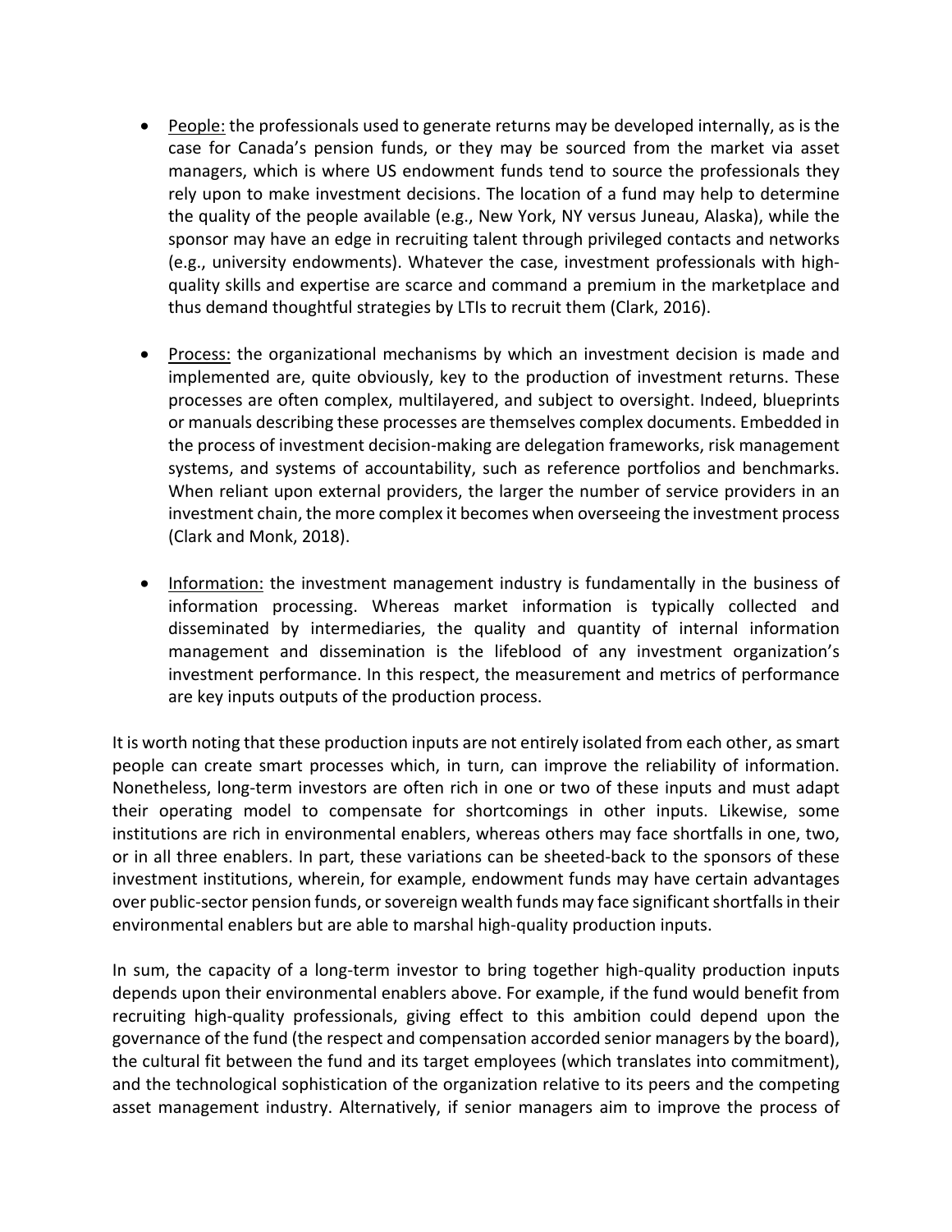- <u>People:</u> the professionals used to generate returns may be developed internally, as is the case for Canada's pension funds, or they may be sourced from the market via asset managers, which is where US endowment funds tend to source the professionals they rely upon to make investment decisions. The location of a fund may help to determine the quality of the people available (e.g., New York, NY versus Juneau, Alaska), while the sponsor may have an edge in recruiting talent through privileged contacts and networks (e.g., university endowments). Whatever the case, investment professionals with high-quality skills and expertise are scarce and command a premium in the marketplace and thus demand thoughtful strategies by LTIs to recruit them (Clark, 2016).

- <u>Process:</u> the organizational mechanisms by which an investment decision is made and implemented are, quite obviously, key to the production of investment returns. These processes are often complex, multilayered, and subject to oversight. Indeed, blueprints or manuals describing these processes are themselves complex documents. Embedded in the process of investment decision-making are delegation frameworks, risk management systems, and systems of accountability, such as reference portfolios and benchmarks. When reliant upon external providers, the larger the number of service providers in an investment chain, the more complex it becomes when overseeing the investment process (Clark and Monk, 2018).

- <u>Information:</u> the investment management industry is fundamentally in the business of information processing. Whereas market information is typically collected and disseminated by intermediaries, the quality and quantity of internal information management and dissemination is the lifeblood of any investment organization's investment performance. In this respect, the measurement and metrics of performance are key inputs outputs of the production process.

It is worth noting that these production inputs are not entirely isolated from each other, as smart people can create smart processes which, in turn, can improve the reliability of information. Nonetheless, long-term investors are often rich in one or two of these inputs and must adapt their operating model to compensate for shortcomings in other inputs. Likewise, some institutions are rich in environmental enablers, whereas others may face shortfalls in one, two, or in all three enablers. In part, these variations can be sheeted-back to the sponsors of these investment institutions, wherein, for example, endowment funds may have certain advantages over public-sector pension funds, or sovereign wealth funds may face significant shortfalls in their environmental enablers but are able to marshal high-quality production inputs.

In sum, the capacity of a long-term investor to bring together high-quality production inputs depends upon their environmental enablers above. For example, if the fund would benefit from recruiting high-quality professionals, giving effect to this ambition could depend upon the governance of the fund (the respect and compensation accorded senior managers by the board), the cultural fit between the fund and its target employees (which translates into commitment), and the technological sophistication of the organization relative to its peers and the competing asset management industry. Alternatively, if senior managers aim to improve the process of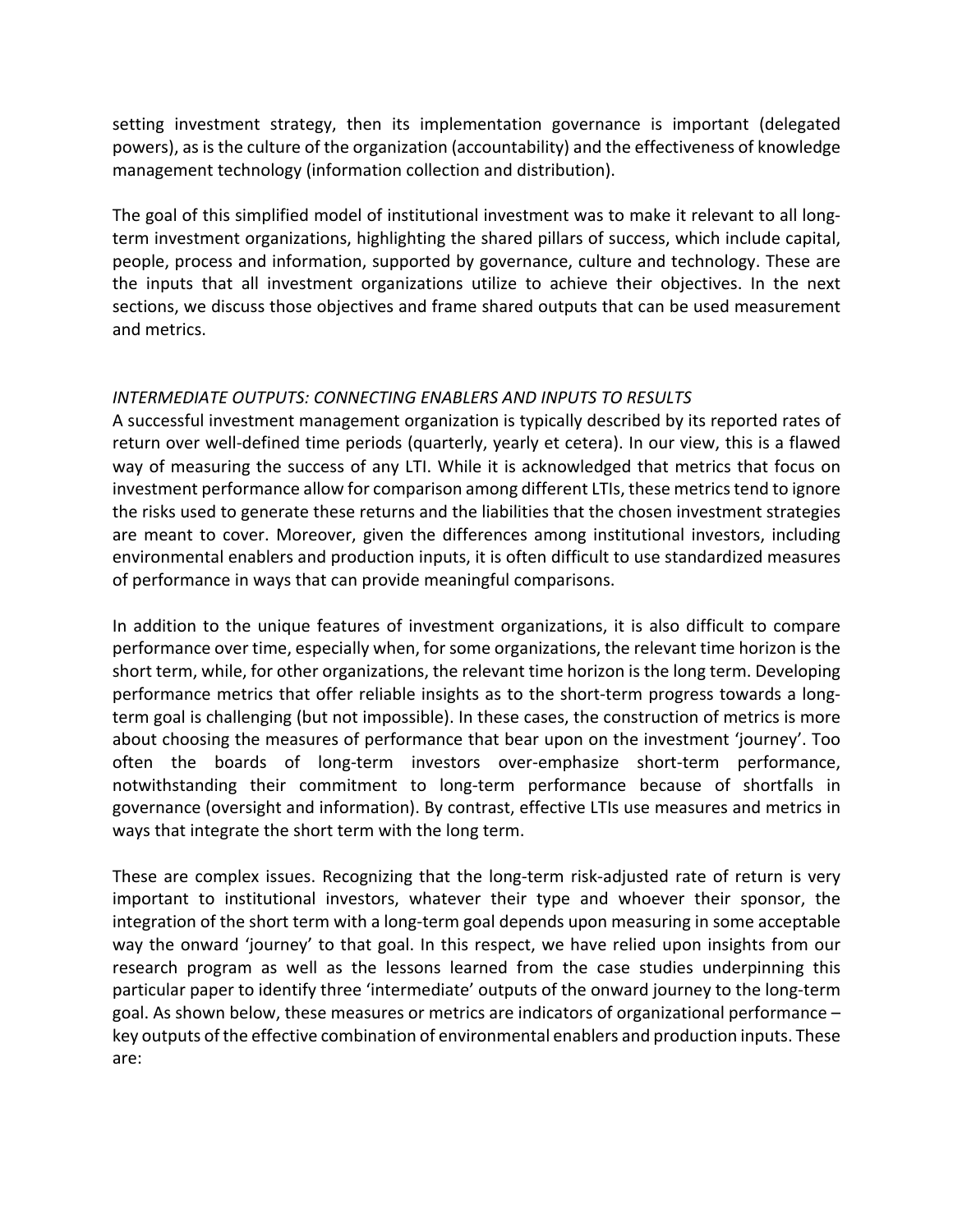setting investment strategy, then its implementation governance is important (delegated powers), as is the culture of the organization (accountability) and the effectiveness of knowledge management technology (information collection and distribution).

The goal of this simplified model of institutional investment was to make it relevant to all long-term investment organizations, highlighting the shared pillars of success, which include capital, people, process and information, supported by governance, culture and technology. These are the inputs that all investment organizations utilize to achieve their objectives. In the next sections, we discuss those objectives and frame shared outputs that can be used measurement and metrics.

*INTERMEDIATE OUTPUTS: CONNECTING ENABLERS AND INPUTS TO RESULTS*

A successful investment management organization is typically described by its reported rates of return over well-defined time periods (quarterly, yearly et cetera). In our view, this is a flawed way of measuring the success of any LTI. While it is acknowledged that metrics that focus on investment performance allow for comparison among different LTIs, these metrics tend to ignore the risks used to generate these returns and the liabilities that the chosen investment strategies are meant to cover. Moreover, given the differences among institutional investors, including environmental enablers and production inputs, it is often difficult to use standardized measures of performance in ways that can provide meaningful comparisons.

In addition to the unique features of investment organizations, it is also difficult to compare performance over time, especially when, for some organizations, the relevant time horizon is the short term, while, for other organizations, the relevant time horizon is the long term. Developing performance metrics that offer reliable insights as to the short-term progress towards a long-term goal is challenging (but not impossible). In these cases, the construction of metrics is more about choosing the measures of performance that bear upon on the investment 'journey'. Too often the boards of long-term investors over-emphasize short-term performance, notwithstanding their commitment to long-term performance because of shortfalls in governance (oversight and information). By contrast, effective LTIs use measures and metrics in ways that integrate the short term with the long term.

These are complex issues. Recognizing that the long-term risk-adjusted rate of return is very important to institutional investors, whatever their type and whoever their sponsor, the integration of the short term with a long-term goal depends upon measuring in some acceptable way the onward 'journey' to that goal. In this respect, we have relied upon insights from our research program as well as the lessons learned from the case studies underpinning this particular paper to identify three 'intermediate' outputs of the onward journey to the long-term goal. As shown below, these measures or metrics are indicators of organizational performance – key outputs of the effective combination of environmental enablers and production inputs. These are: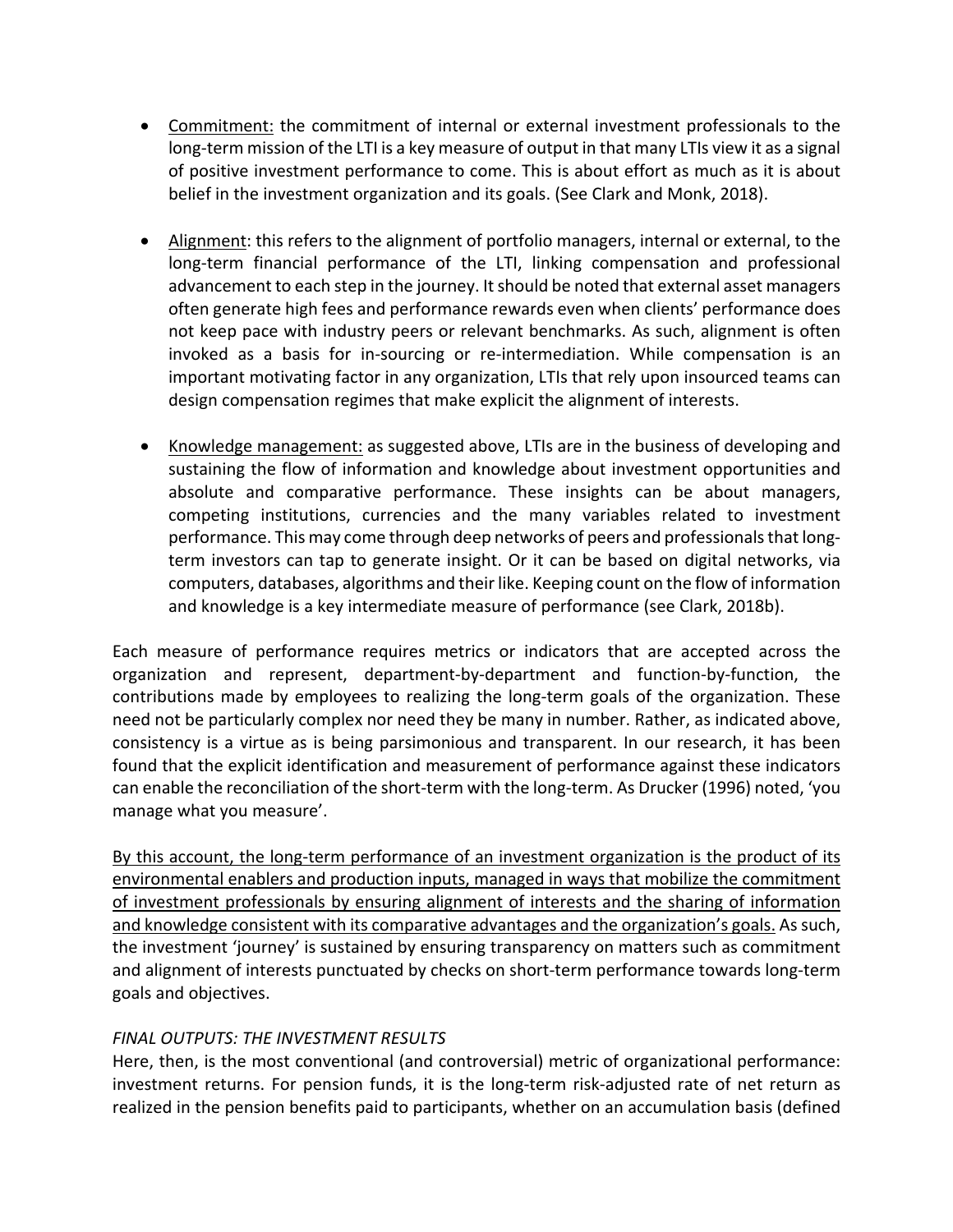- <u>Commitment:</u> the commitment of internal or external investment professionals to the long-term mission of the LTI is a key measure of output in that many LTIs view it as a signal of positive investment performance to come. This is about effort as much as it is about belief in the investment organization and its goals. (See Clark and Monk, 2018).

- <u>Alignment</u>: this refers to the alignment of portfolio managers, internal or external, to the long-term financial performance of the LTI, linking compensation and professional advancement to each step in the journey. It should be noted that external asset managers often generate high fees and performance rewards even when clients' performance does not keep pace with industry peers or relevant benchmarks. As such, alignment is often invoked as a basis for in-sourcing or re-intermediation. While compensation is an important motivating factor in any organization, LTIs that rely upon insourced teams can design compensation regimes that make explicit the alignment of interests.

- <u>Knowledge management:</u> as suggested above, LTIs are in the business of developing and sustaining the flow of information and knowledge about investment opportunities and absolute and comparative performance. These insights can be about managers, competing institutions, currencies and the many variables related to investment performance. This may come through deep networks of peers and professionals that long-term investors can tap to generate insight. Or it can be based on digital networks, via computers, databases, algorithms and their like. Keeping count on the flow of information and knowledge is a key intermediate measure of performance (see Clark, 2018b).

Each measure of performance requires metrics or indicators that are accepted across the organization and represent, department-by-department and function-by-function, the contributions made by employees to realizing the long-term goals of the organization. These need not be particularly complex nor need they be many in number. Rather, as indicated above, consistency is a virtue as is being parsimonious and transparent. In our research, it has been found that the explicit identification and measurement of performance against these indicators can enable the reconciliation of the short-term with the long-term. As Drucker (1996) noted, 'you manage what you measure'.

<u>By this account, the long-term performance of an investment organization is the product of its environmental enablers and production inputs, managed in ways that mobilize the commitment of investment professionals by ensuring alignment of interests and the sharing of information and knowledge consistent with its comparative advantages and the organization's goals.</u> As such, the investment 'journey' is sustained by ensuring transparency on matters such as commitment and alignment of interests punctuated by checks on short-term performance towards long-term goals and objectives.

*FINAL OUTPUTS: THE INVESTMENT RESULTS*

Here, then, is the most conventional (and controversial) metric of organizational performance: investment returns. For pension funds, it is the long-term risk-adjusted rate of net return as realized in the pension benefits paid to participants, whether on an accumulation basis (defined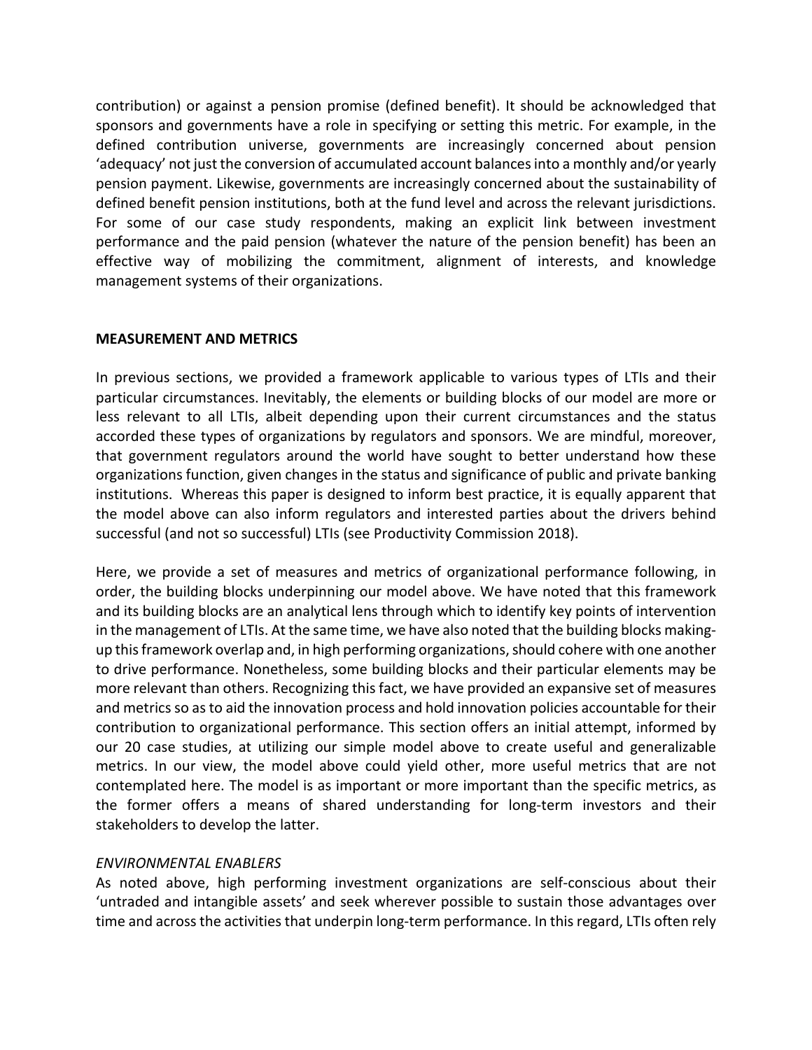contribution) or against a pension promise (defined benefit). It should be acknowledged that sponsors and governments have a role in specifying or setting this metric. For example, in the defined contribution universe, governments are increasingly concerned about pension 'adequacy' not just the conversion of accumulated account balances into a monthly and/or yearly pension payment. Likewise, governments are increasingly concerned about the sustainability of defined benefit pension institutions, both at the fund level and across the relevant jurisdictions. For some of our case study respondents, making an explicit link between investment performance and the paid pension (whatever the nature of the pension benefit) has been an effective way of mobilizing the commitment, alignment of interests, and knowledge management systems of their organizations.

## MEASUREMENT AND METRICS

In previous sections, we provided a framework applicable to various types of LTIs and their particular circumstances. Inevitably, the elements or building blocks of our model are more or less relevant to all LTIs, albeit depending upon their current circumstances and the status accorded these types of organizations by regulators and sponsors. We are mindful, moreover, that government regulators around the world have sought to better understand how these organizations function, given changes in the status and significance of public and private banking institutions. Whereas this paper is designed to inform best practice, it is equally apparent that the model above can also inform regulators and interested parties about the drivers behind successful (and not so successful) LTIs (see Productivity Commission 2018).

Here, we provide a set of measures and metrics of organizational performance following, in order, the building blocks underpinning our model above. We have noted that this framework and its building blocks are an analytical lens through which to identify key points of intervention in the management of LTIs. At the same time, we have also noted that the building blocks making-up this framework overlap and, in high performing organizations, should cohere with one another to drive performance. Nonetheless, some building blocks and their particular elements may be more relevant than others. Recognizing this fact, we have provided an expansive set of measures and metrics so as to aid the innovation process and hold innovation policies accountable for their contribution to organizational performance. This section offers an initial attempt, informed by our 20 case studies, at utilizing our simple model above to create useful and generalizable metrics. In our view, the model above could yield other, more useful metrics that are not contemplated here. The model is as important or more important than the specific metrics, as the former offers a means of shared understanding for long-term investors and their stakeholders to develop the latter.

### *ENVIRONMENTAL ENABLERS*

As noted above, high performing investment organizations are self-conscious about their 'untraded and intangible assets' and seek wherever possible to sustain those advantages over time and across the activities that underpin long-term performance. In this regard, LTIs often rely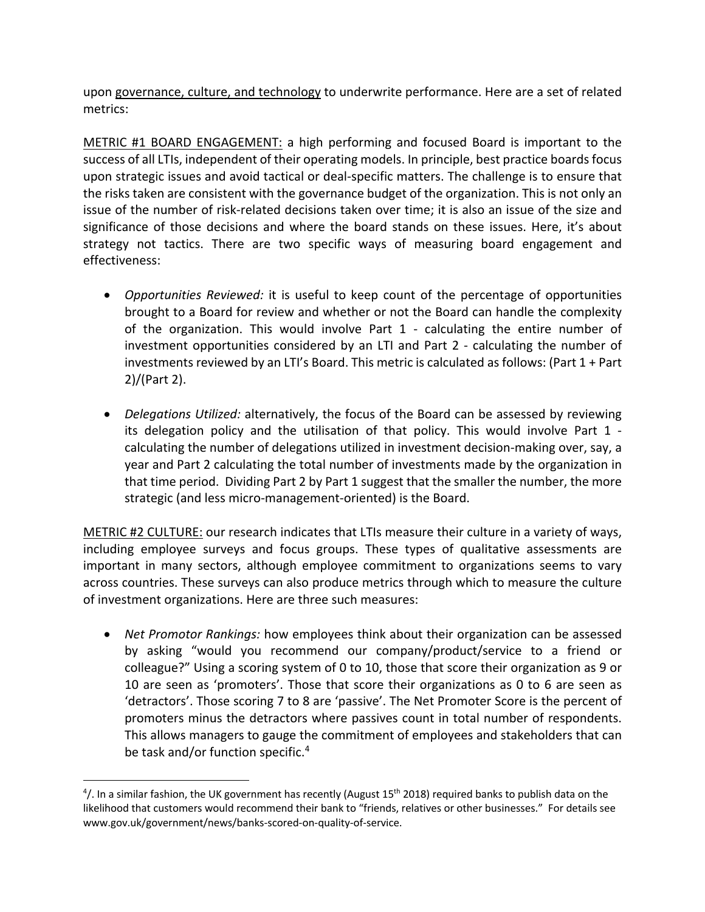upon <u>governance, culture, and technology</u> to underwrite performance. Here are a set of related metrics:

<u>METRIC #1 BOARD ENGAGEMENT:</u> a high performing and focused Board is important to the success of all LTIs, independent of their operating models. In principle, best practice boards focus upon strategic issues and avoid tactical or deal-specific matters. The challenge is to ensure that the risks taken are consistent with the governance budget of the organization. This is not only an issue of the number of risk-related decisions taken over time; it is also an issue of the size and significance of those decisions and where the board stands on these issues. Here, it's about strategy not tactics. There are two specific ways of measuring board engagement and effectiveness:

- *Opportunities Reviewed:* it is useful to keep count of the percentage of opportunities brought to a Board for review and whether or not the Board can handle the complexity of the organization. This would involve Part 1 - calculating the entire number of investment opportunities considered by an LTI and Part 2 - calculating the number of investments reviewed by an LTI's Board. This metric is calculated as follows: (Part 1 + Part 2)/(Part 2).

- *Delegations Utilized:* alternatively, the focus of the Board can be assessed by reviewing its delegation policy and the utilisation of that policy. This would involve Part 1 - calculating the number of delegations utilized in investment decision-making over, say, a year and Part 2 calculating the total number of investments made by the organization in that time period. Dividing Part 2 by Part 1 suggest that the smaller the number, the more strategic (and less micro-management-oriented) is the Board.

<u>METRIC #2 CULTURE:</u> our research indicates that LTIs measure their culture in a variety of ways, including employee surveys and focus groups. These types of qualitative assessments are important in many sectors, although employee commitment to organizations seems to vary across countries. These surveys can also produce metrics through which to measure the culture of investment organizations. Here are three such measures:

- *Net Promotor Rankings:* how employees think about their organization can be assessed by asking "would you recommend our company/product/service to a friend or colleague?" Using a scoring system of 0 to 10, those that score their organization as 9 or 10 are seen as 'promoters'. Those that score their organizations as 0 to 6 are seen as 'detractors'. Those scoring 7 to 8 are 'passive'. The Net Promoter Score is the percent of promoters minus the detractors where passives count in total number of respondents. This allows managers to gauge the commitment of employees and stakeholders that can be task and/or function specific.[4]

---

[4]/. In a similar fashion, the UK government has recently (August 15th 2018) required banks to publish data on the likelihood that customers would recommend their bank to "friends, relatives or other businesses." For details see www.gov.uk/government/news/banks-scored-on-quality-of-service.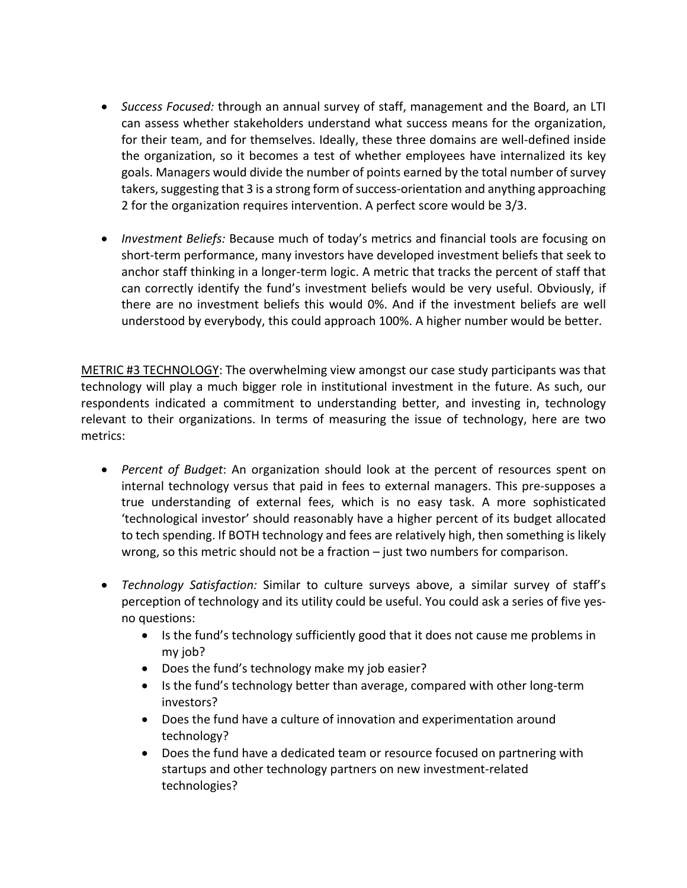- *Success Focused:* through an annual survey of staff, management and the Board, an LTI can assess whether stakeholders understand what success means for the organization, for their team, and for themselves. Ideally, these three domains are well-defined inside the organization, so it becomes a test of whether employees have internalized its key goals. Managers would divide the number of points earned by the total number of survey takers, suggesting that 3 is a strong form of success-orientation and anything approaching 2 for the organization requires intervention. A perfect score would be 3/3.

- *Investment Beliefs:* Because much of today's metrics and financial tools are focusing on short-term performance, many investors have developed investment beliefs that seek to anchor staff thinking in a longer-term logic. A metric that tracks the percent of staff that can correctly identify the fund's investment beliefs would be very useful. Obviously, if there are no investment beliefs this would 0%. And if the investment beliefs are well understood by everybody, this could approach 100%. A higher number would be better.

<u>METRIC #3 TECHNOLOGY</u>: The overwhelming view amongst our case study participants was that technology will play a much bigger role in institutional investment in the future. As such, our respondents indicated a commitment to understanding better, and investing in, technology relevant to their organizations. In terms of measuring the issue of technology, here are two metrics:

- *Percent of Budget*: An organization should look at the percent of resources spent on internal technology versus that paid in fees to external managers. This pre-supposes a true understanding of external fees, which is no easy task. A more sophisticated 'technological investor' should reasonably have a higher percent of its budget allocated to tech spending. If BOTH technology and fees are relatively high, then something is likely wrong, so this metric should not be a fraction – just two numbers for comparison.

- *Technology Satisfaction:* Similar to culture surveys above, a similar survey of staff's perception of technology and its utility could be useful. You could ask a series of five yes-no questions:
    - Is the fund's technology sufficiently good that it does not cause me problems in my job?
    - Does the fund's technology make my job easier?
    - Is the fund's technology better than average, compared with other long-term investors?
    - Does the fund have a culture of innovation and experimentation around technology?
    - Does the fund have a dedicated team or resource focused on partnering with startups and other technology partners on new investment-related technologies?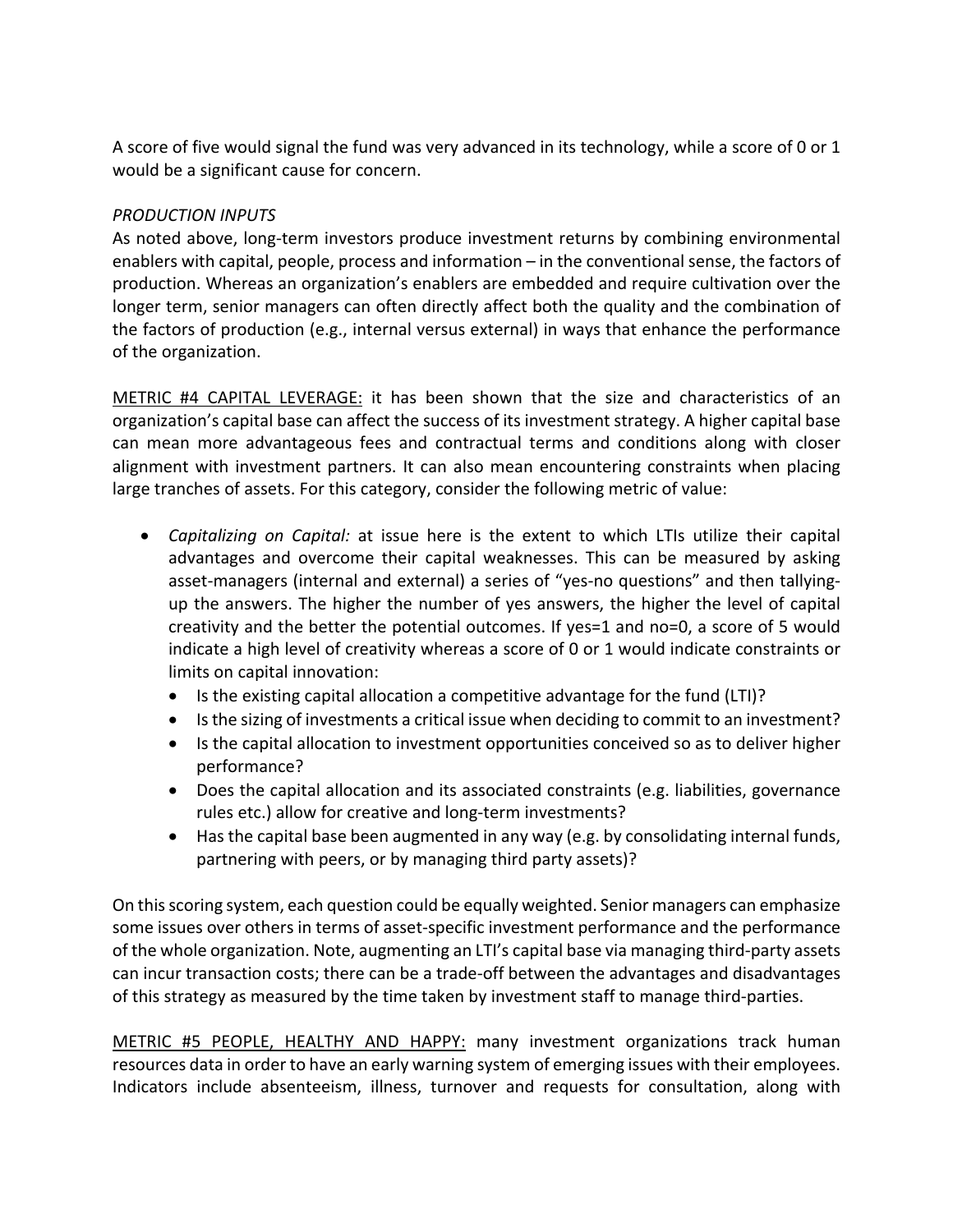A score of five would signal the fund was very advanced in its technology, while a score of 0 or 1 would be a significant cause for concern.

*PRODUCTION INPUTS*

As noted above, long-term investors produce investment returns by combining environmental enablers with capital, people, process and information – in the conventional sense, the factors of production. Whereas an organization's enablers are embedded and require cultivation over the longer term, senior managers can often directly affect both the quality and the combination of the factors of production (e.g., internal versus external) in ways that enhance the performance of the organization.

<u>METRIC #4 CAPITAL LEVERAGE:</u> it has been shown that the size and characteristics of an organization's capital base can affect the success of its investment strategy. A higher capital base can mean more advantageous fees and contractual terms and conditions along with closer alignment with investment partners. It can also mean encountering constraints when placing large tranches of assets. For this category, consider the following metric of value:

- *Capitalizing on Capital:* at issue here is the extent to which LTIs utilize their capital advantages and overcome their capital weaknesses. This can be measured by asking asset-managers (internal and external) a series of "yes-no questions" and then tallying-up the answers. The higher the number of yes answers, the higher the level of capital creativity and the better the potential outcomes. If yes=1 and no=0, a score of 5 would indicate a high level of creativity whereas a score of 0 or 1 would indicate constraints or limits on capital innovation:
  - Is the existing capital allocation a competitive advantage for the fund (LTI)?
  - Is the sizing of investments a critical issue when deciding to commit to an investment?
  - Is the capital allocation to investment opportunities conceived so as to deliver higher performance?
  - Does the capital allocation and its associated constraints (e.g. liabilities, governance rules etc.) allow for creative and long-term investments?
  - Has the capital base been augmented in any way (e.g. by consolidating internal funds, partnering with peers, or by managing third party assets)?

On this scoring system, each question could be equally weighted. Senior managers can emphasize some issues over others in terms of asset-specific investment performance and the performance of the whole organization. Note, augmenting an LTI's capital base via managing third-party assets can incur transaction costs; there can be a trade-off between the advantages and disadvantages of this strategy as measured by the time taken by investment staff to manage third-parties.

<u>METRIC #5 PEOPLE, HEALTHY AND HAPPY:</u> many investment organizations track human resources data in order to have an early warning system of emerging issues with their employees. Indicators include absenteeism, illness, turnover and requests for consultation, along with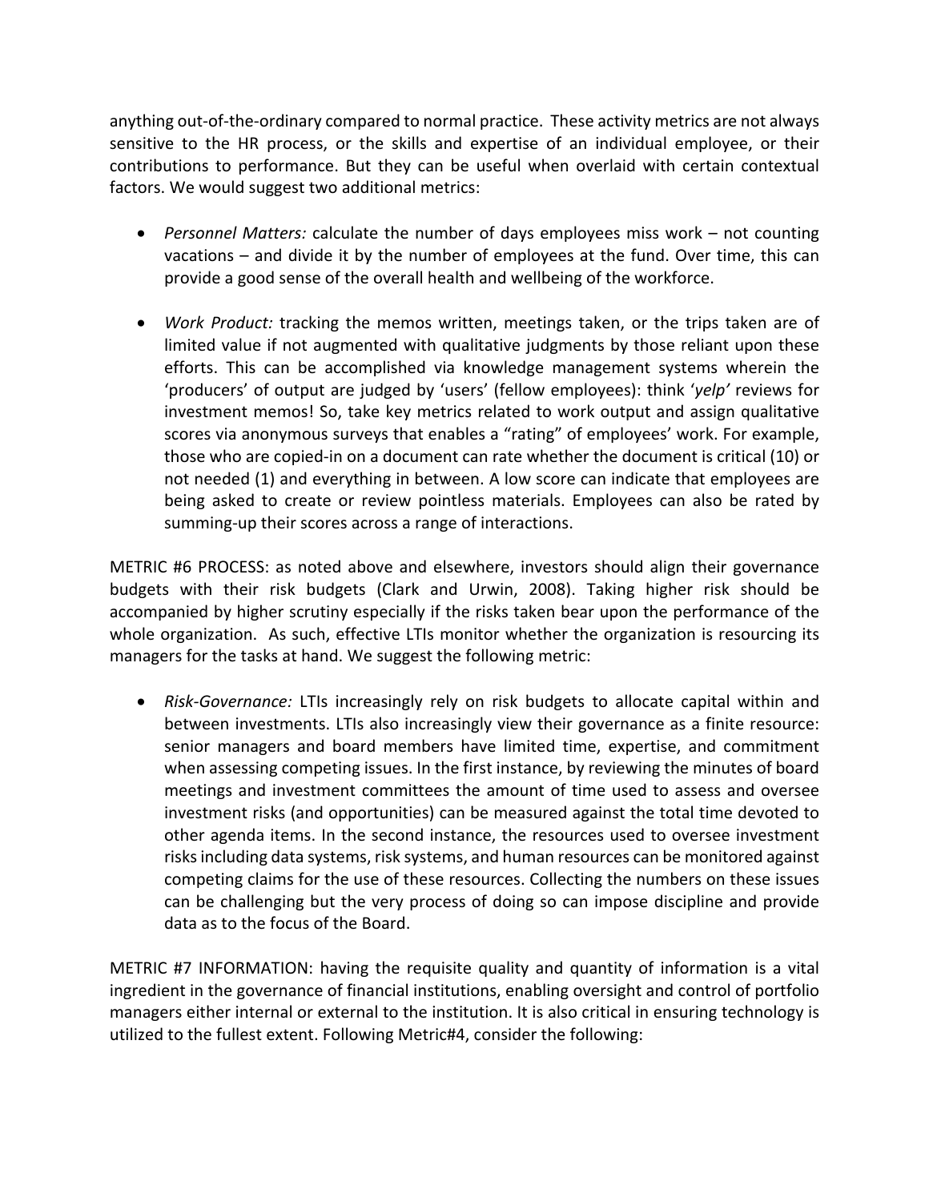anything out-of-the-ordinary compared to normal practice. These activity metrics are not always sensitive to the HR process, or the skills and expertise of an individual employee, or their contributions to performance. But they can be useful when overlaid with certain contextual factors. We would suggest two additional metrics:

- *Personnel Matters:* calculate the number of days employees miss work – not counting vacations – and divide it by the number of employees at the fund. Over time, this can provide a good sense of the overall health and wellbeing of the workforce.

- *Work Product:* tracking the memos written, meetings taken, or the trips taken are of limited value if not augmented with qualitative judgments by those reliant upon these efforts. This can be accomplished via knowledge management systems wherein the 'producers' of output are judged by 'users' (fellow employees): think '*yelp'* reviews for investment memos! So, take key metrics related to work output and assign qualitative scores via anonymous surveys that enables a "rating" of employees' work. For example, those who are copied-in on a document can rate whether the document is critical (10) or not needed (1) and everything in between. A low score can indicate that employees are being asked to create or review pointless materials. Employees can also be rated by summing-up their scores across a range of interactions.

METRIC #6 PROCESS: as noted above and elsewhere, investors should align their governance budgets with their risk budgets (Clark and Urwin, 2008). Taking higher risk should be accompanied by higher scrutiny especially if the risks taken bear upon the performance of the whole organization. As such, effective LTIs monitor whether the organization is resourcing its managers for the tasks at hand. We suggest the following metric:

- *Risk-Governance:* LTIs increasingly rely on risk budgets to allocate capital within and between investments. LTIs also increasingly view their governance as a finite resource: senior managers and board members have limited time, expertise, and commitment when assessing competing issues. In the first instance, by reviewing the minutes of board meetings and investment committees the amount of time used to assess and oversee investment risks (and opportunities) can be measured against the total time devoted to other agenda items. In the second instance, the resources used to oversee investment risks including data systems, risk systems, and human resources can be monitored against competing claims for the use of these resources. Collecting the numbers on these issues can be challenging but the very process of doing so can impose discipline and provide data as to the focus of the Board.

METRIC #7 INFORMATION: having the requisite quality and quantity of information is a vital ingredient in the governance of financial institutions, enabling oversight and control of portfolio managers either internal or external to the institution. It is also critical in ensuring technology is utilized to the fullest extent. Following Metric#4, consider the following: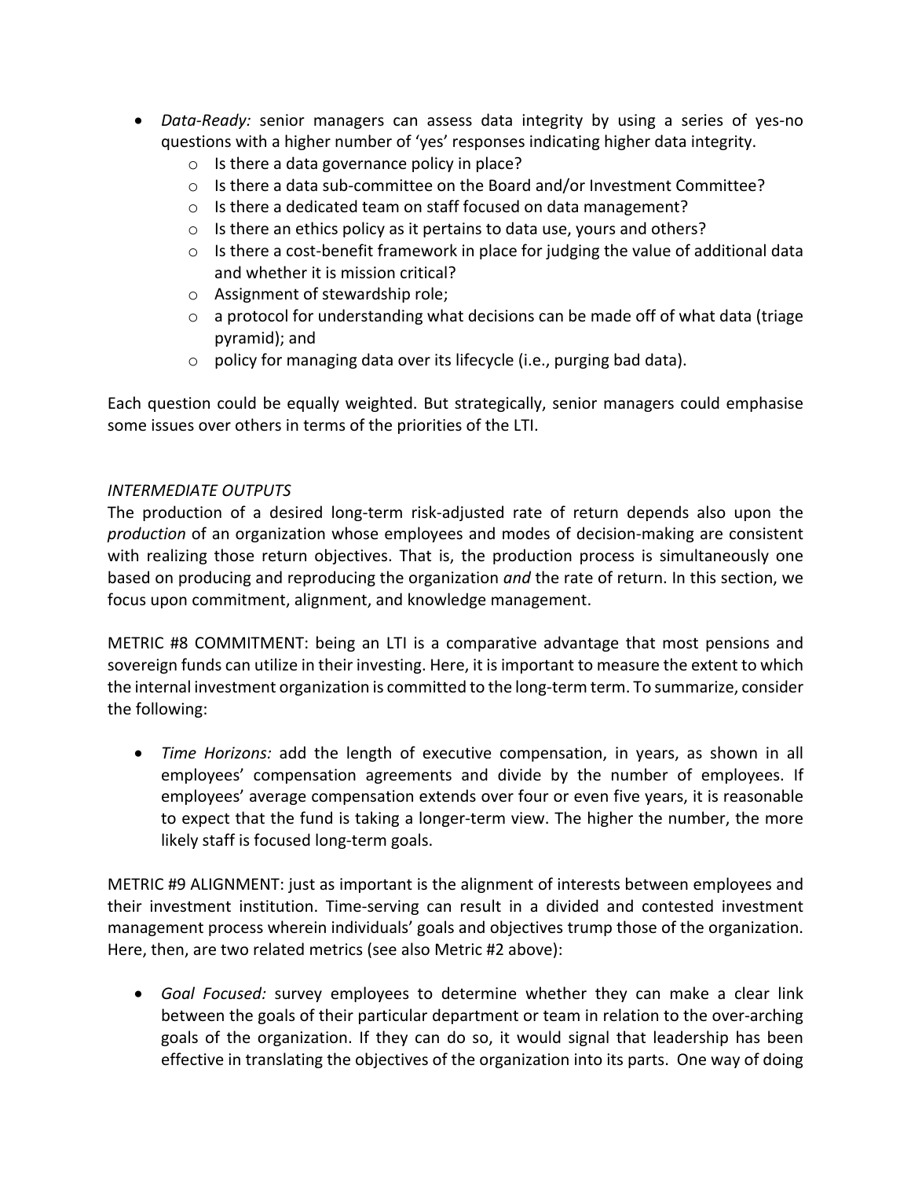- *Data-Ready:* senior managers can assess data integrity by using a series of yes-no questions with a higher number of 'yes' responses indicating higher data integrity.
  - Is there a data governance policy in place?
  - Is there a data sub-committee on the Board and/or Investment Committee?
  - Is there a dedicated team on staff focused on data management?
  - Is there an ethics policy as it pertains to data use, yours and others?
  - Is there a cost-benefit framework in place for judging the value of additional data and whether it is mission critical?
  - Assignment of stewardship role;
  - a protocol for understanding what decisions can be made off of what data (triage pyramid); and
  - policy for managing data over its lifecycle (i.e., purging bad data).

Each question could be equally weighted. But strategically, senior managers could emphasise some issues over others in terms of the priorities of the LTI.

*INTERMEDIATE OUTPUTS*

The production of a desired long-term risk-adjusted rate of return depends also upon the *production* of an organization whose employees and modes of decision-making are consistent with realizing those return objectives. That is, the production process is simultaneously one based on producing and reproducing the organization *and* the rate of return. In this section, we focus upon commitment, alignment, and knowledge management.

METRIC #8 COMMITMENT: being an LTI is a comparative advantage that most pensions and sovereign funds can utilize in their investing. Here, it is important to measure the extent to which the internal investment organization is committed to the long-term term. To summarize, consider the following:

- *Time Horizons:* add the length of executive compensation, in years, as shown in all employees' compensation agreements and divide by the number of employees. If employees' average compensation extends over four or even five years, it is reasonable to expect that the fund is taking a longer-term view. The higher the number, the more likely staff is focused long-term goals.

METRIC #9 ALIGNMENT: just as important is the alignment of interests between employees and their investment institution. Time-serving can result in a divided and contested investment management process wherein individuals' goals and objectives trump those of the organization. Here, then, are two related metrics (see also Metric #2 above):

- *Goal Focused:* survey employees to determine whether they can make a clear link between the goals of their particular department or team in relation to the over-arching goals of the organization. If they can do so, it would signal that leadership has been effective in translating the objectives of the organization into its parts. One way of doing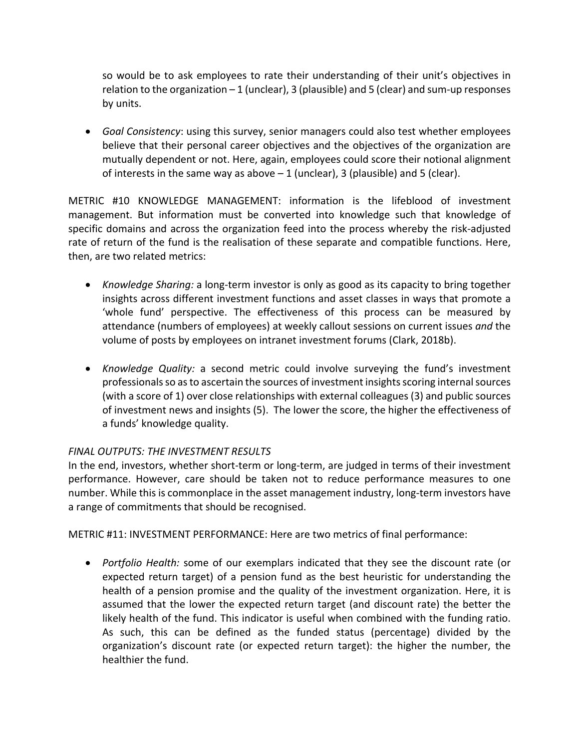so would be to ask employees to rate their understanding of their unit's objectives in relation to the organization – 1 (unclear), 3 (plausible) and 5 (clear) and sum-up responses by units.

- *Goal Consistency*: using this survey, senior managers could also test whether employees believe that their personal career objectives and the objectives of the organization are mutually dependent or not. Here, again, employees could score their notional alignment of interests in the same way as above – 1 (unclear), 3 (plausible) and 5 (clear).

METRIC #10 KNOWLEDGE MANAGEMENT: information is the lifeblood of investment management. But information must be converted into knowledge such that knowledge of specific domains and across the organization feed into the process whereby the risk-adjusted rate of return of the fund is the realisation of these separate and compatible functions. Here, then, are two related metrics:

- *Knowledge Sharing:* a long-term investor is only as good as its capacity to bring together insights across different investment functions and asset classes in ways that promote a 'whole fund' perspective. The effectiveness of this process can be measured by attendance (numbers of employees) at weekly callout sessions on current issues *and* the volume of posts by employees on intranet investment forums (Clark, 2018b).

- *Knowledge Quality:* a second metric could involve surveying the fund's investment professionals so as to ascertain the sources of investment insights scoring internal sources (with a score of 1) over close relationships with external colleagues (3) and public sources of investment news and insights (5). The lower the score, the higher the effectiveness of a funds' knowledge quality.

*FINAL OUTPUTS: THE INVESTMENT RESULTS*

In the end, investors, whether short-term or long-term, are judged in terms of their investment performance. However, care should be taken not to reduce performance measures to one number. While this is commonplace in the asset management industry, long-term investors have a range of commitments that should be recognised.

METRIC #11: INVESTMENT PERFORMANCE: Here are two metrics of final performance:

- *Portfolio Health:* some of our exemplars indicated that they see the discount rate (or expected return target) of a pension fund as the best heuristic for understanding the health of a pension promise and the quality of the investment organization. Here, it is assumed that the lower the expected return target (and discount rate) the better the likely health of the fund. This indicator is useful when combined with the funding ratio. As such, this can be defined as the funded status (percentage) divided by the organization's discount rate (or expected return target): the higher the number, the healthier the fund.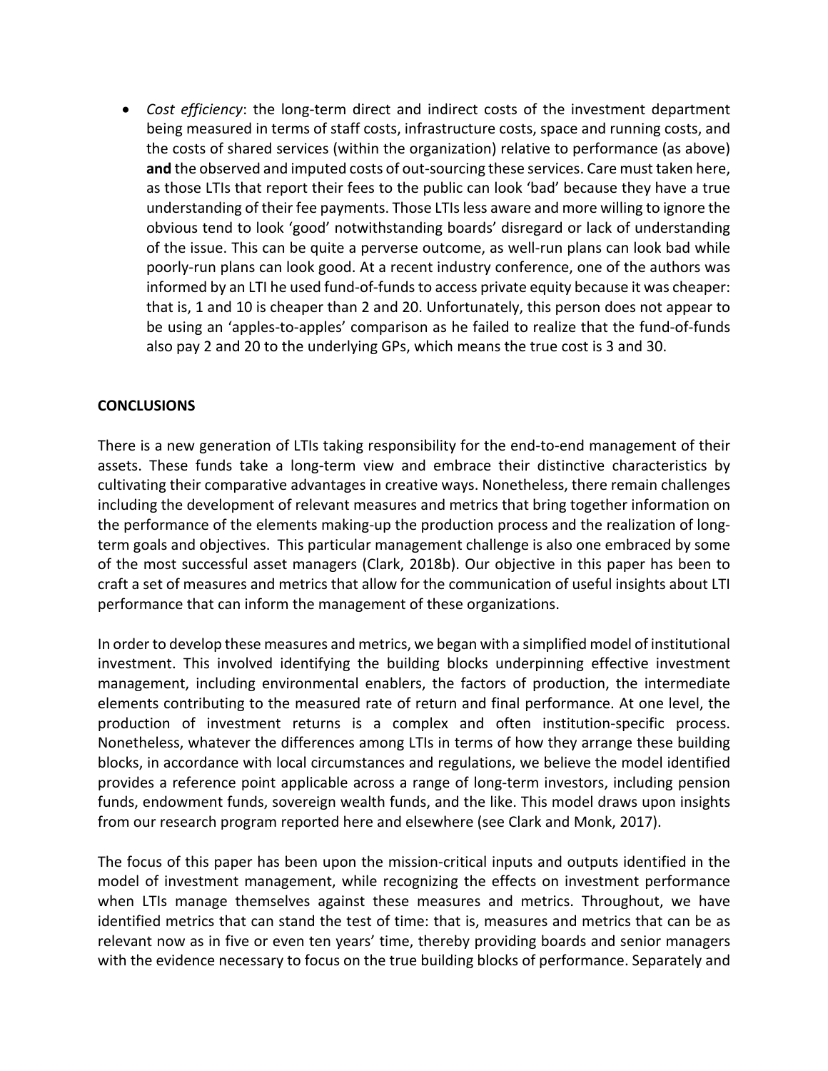- *Cost efficiency*: the long-term direct and indirect costs of the investment department being measured in terms of staff costs, infrastructure costs, space and running costs, and the costs of shared services (within the organization) relative to performance (as above) **and** the observed and imputed costs of out-sourcing these services. Care must taken here, as those LTIs that report their fees to the public can look 'bad' because they have a true understanding of their fee payments. Those LTIs less aware and more willing to ignore the obvious tend to look 'good' notwithstanding boards' disregard or lack of understanding of the issue. This can be quite a perverse outcome, as well-run plans can look bad while poorly-run plans can look good. At a recent industry conference, one of the authors was informed by an LTI he used fund-of-funds to access private equity because it was cheaper: that is, 1 and 10 is cheaper than 2 and 20. Unfortunately, this person does not appear to be using an 'apples-to-apples' comparison as he failed to realize that the fund-of-funds also pay 2 and 20 to the underlying GPs, which means the true cost is 3 and 30.

**CONCLUSIONS**

There is a new generation of LTIs taking responsibility for the end-to-end management of their assets. These funds take a long-term view and embrace their distinctive characteristics by cultivating their comparative advantages in creative ways. Nonetheless, there remain challenges including the development of relevant measures and metrics that bring together information on the performance of the elements making-up the production process and the realization of long-term goals and objectives. This particular management challenge is also one embraced by some of the most successful asset managers (Clark, 2018b). Our objective in this paper has been to craft a set of measures and metrics that allow for the communication of useful insights about LTI performance that can inform the management of these organizations.

In order to develop these measures and metrics, we began with a simplified model of institutional investment. This involved identifying the building blocks underpinning effective investment management, including environmental enablers, the factors of production, the intermediate elements contributing to the measured rate of return and final performance. At one level, the production of investment returns is a complex and often institution-specific process. Nonetheless, whatever the differences among LTIs in terms of how they arrange these building blocks, in accordance with local circumstances and regulations, we believe the model identified provides a reference point applicable across a range of long-term investors, including pension funds, endowment funds, sovereign wealth funds, and the like. This model draws upon insights from our research program reported here and elsewhere (see Clark and Monk, 2017).

The focus of this paper has been upon the mission-critical inputs and outputs identified in the model of investment management, while recognizing the effects on investment performance when LTIs manage themselves against these measures and metrics. Throughout, we have identified metrics that can stand the test of time: that is, measures and metrics that can be as relevant now as in five or even ten years' time, thereby providing boards and senior managers with the evidence necessary to focus on the true building blocks of performance. Separately and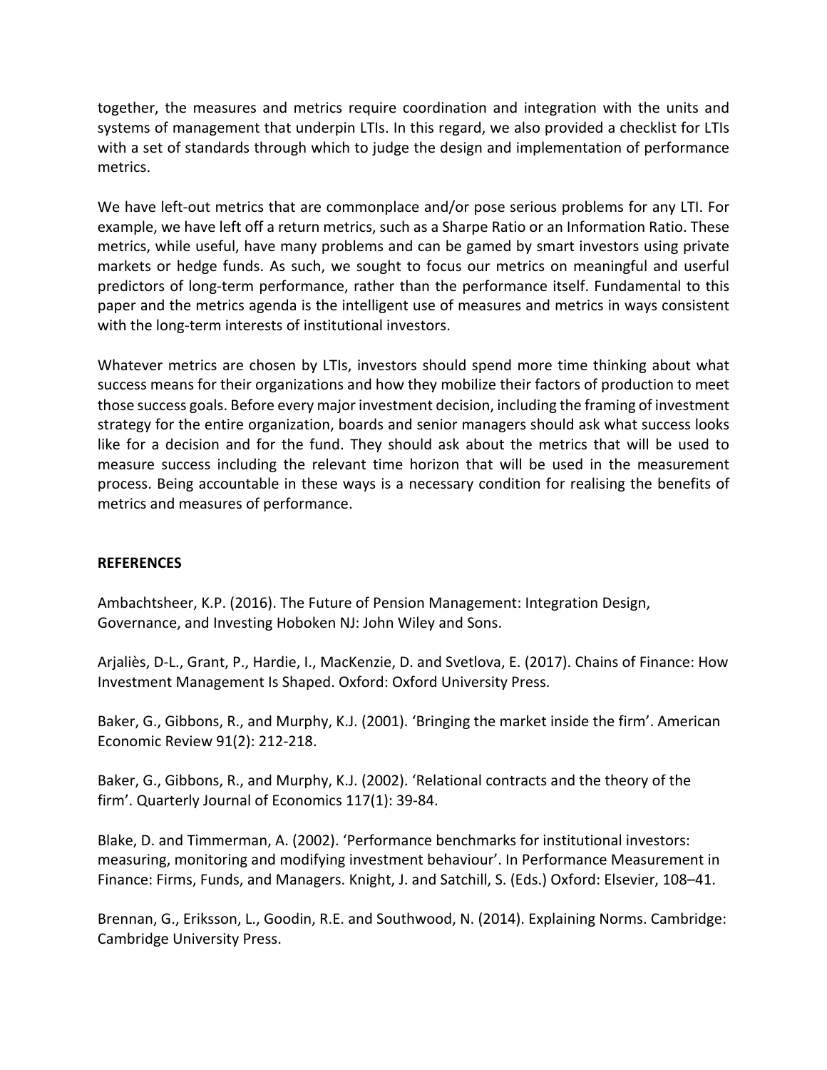together, the measures and metrics require coordination and integration with the units and systems of management that underpin LTIs. In this regard, we also provided a checklist for LTIs with a set of standards through which to judge the design and implementation of performance metrics.

We have left-out metrics that are commonplace and/or pose serious problems for any LTI. For example, we have left off a return metrics, such as a Sharpe Ratio or an Information Ratio. These metrics, while useful, have many problems and can be gamed by smart investors using private markets or hedge funds. As such, we sought to focus our metrics on meaningful and userful predictors of long-term performance, rather than the performance itself. Fundamental to this paper and the metrics agenda is the intelligent use of measures and metrics in ways consistent with the long-term interests of institutional investors.

Whatever metrics are chosen by LTIs, investors should spend more time thinking about what success means for their organizations and how they mobilize their factors of production to meet those success goals. Before every major investment decision, including the framing of investment strategy for the entire organization, boards and senior managers should ask what success looks like for a decision and for the fund. They should ask about the metrics that will be used to measure success including the relevant time horizon that will be used in the measurement process. Being accountable in these ways is a necessary condition for realising the benefits of metrics and measures of performance.

**REFERENCES**

Ambachtsheer, K.P. (2016). The Future of Pension Management: Integration Design, Governance, and Investing Hoboken NJ: John Wiley and Sons.

Arjaliès, D-L., Grant, P., Hardie, I., MacKenzie, D. and Svetlova, E. (2017). Chains of Finance: How Investment Management Is Shaped. Oxford: Oxford University Press.

Baker, G., Gibbons, R., and Murphy, K.J. (2001). 'Bringing the market inside the firm'. American Economic Review 91(2): 212-218.

Baker, G., Gibbons, R., and Murphy, K.J. (2002). 'Relational contracts and the theory of the firm'. Quarterly Journal of Economics 117(1): 39-84.

Blake, D. and Timmerman, A. (2002). 'Performance benchmarks for institutional investors: measuring, monitoring and modifying investment behaviour'. In Performance Measurement in Finance: Firms, Funds, and Managers. Knight, J. and Satchill, S. (Eds.) Oxford: Elsevier, 108–41.

Brennan, G., Eriksson, L., Goodin, R.E. and Southwood, N. (2014). Explaining Norms. Cambridge: Cambridge University Press.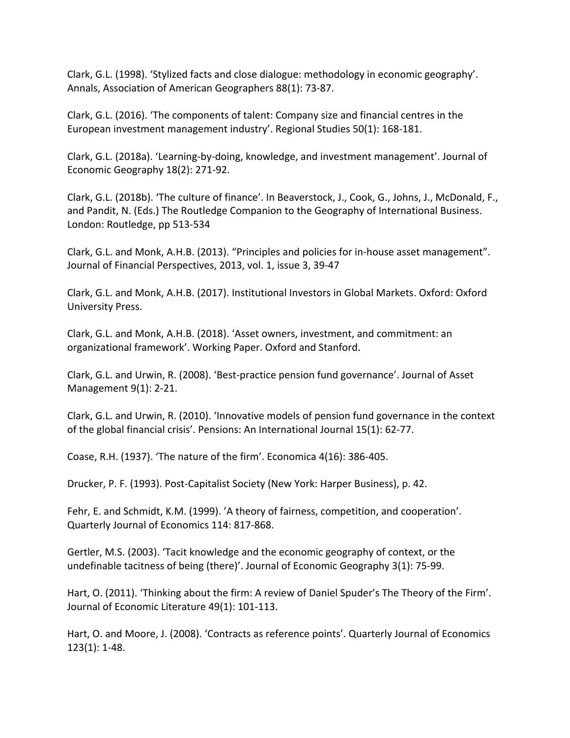Clark, G.L. (1998). 'Stylized facts and close dialogue: methodology in economic geography'. Annals, Association of American Geographers 88(1): 73-87.

Clark, G.L. (2016). 'The components of talent: Company size and financial centres in the European investment management industry'. Regional Studies 50(1): 168-181.

Clark, G.L. (2018a). 'Learning-by-doing, knowledge, and investment management'. Journal of Economic Geography 18(2): 271-92.

Clark, G.L. (2018b). 'The culture of finance'. In Beaverstock, J., Cook, G., Johns, J., McDonald, F., and Pandit, N. (Eds.) The Routledge Companion to the Geography of International Business. London: Routledge, pp 513-534

Clark, G.L. and Monk, A.H.B. (2013). "Principles and policies for in-house asset management". Journal of Financial Perspectives, 2013, vol. 1, issue 3, 39-47

Clark, G.L. and Monk, A.H.B. (2017). Institutional Investors in Global Markets. Oxford: Oxford University Press.

Clark, G.L. and Monk, A.H.B. (2018). 'Asset owners, investment, and commitment: an organizational framework'. Working Paper. Oxford and Stanford.

Clark, G.L. and Urwin, R. (2008). 'Best-practice pension fund governance'. Journal of Asset Management 9(1): 2-21.

Clark, G.L. and Urwin, R. (2010). 'Innovative models of pension fund governance in the context of the global financial crisis'. Pensions: An International Journal 15(1): 62-77.

Coase, R.H. (1937). 'The nature of the firm'. Economica 4(16): 386-405.

Drucker, P. F. (1993). Post-Capitalist Society (New York: Harper Business), p. 42.

Fehr, E. and Schmidt, K.M. (1999). 'A theory of fairness, competition, and cooperation'. Quarterly Journal of Economics 114: 817-868.

Gertler, M.S. (2003). 'Tacit knowledge and the economic geography of context, or the undefinable tacitness of being (there)'. Journal of Economic Geography 3(1): 75-99.

Hart, O. (2011). 'Thinking about the firm: A review of Daniel Spuder's The Theory of the Firm'. Journal of Economic Literature 49(1): 101-113.

Hart, O. and Moore, J. (2008). 'Contracts as reference points'. Quarterly Journal of Economics 123(1): 1-48.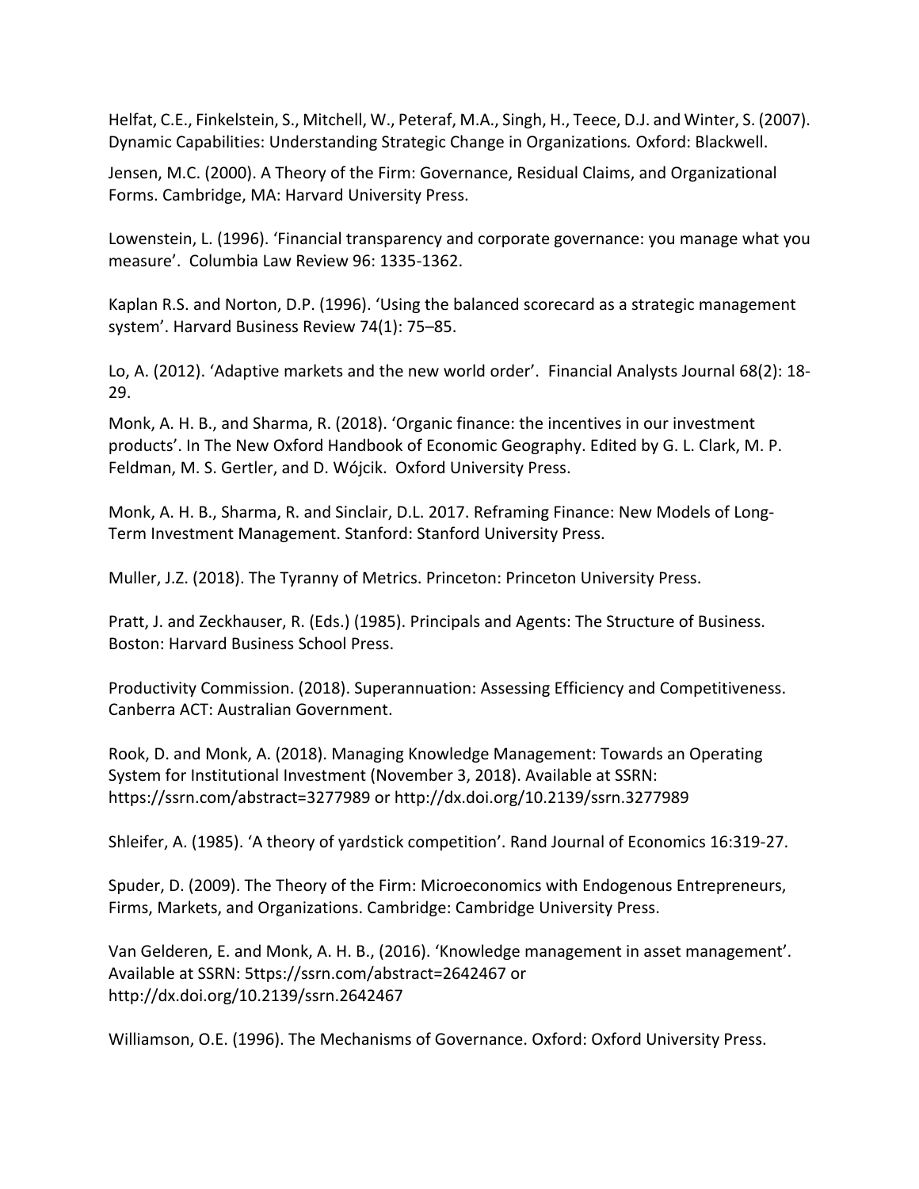Helfat, C.E., Finkelstein, S., Mitchell, W., Peteraf, M.A., Singh, H., Teece, D.J. and Winter, S. (2007). Dynamic Capabilities: Understanding Strategic Change in Organizations*.* Oxford: Blackwell.

Jensen, M.C. (2000). A Theory of the Firm: Governance, Residual Claims, and Organizational Forms. Cambridge, MA: Harvard University Press.

Lowenstein, L. (1996). 'Financial transparency and corporate governance: you manage what you measure'. Columbia Law Review 96: 1335-1362.

Kaplan R.S. and Norton, D.P. (1996). 'Using the balanced scorecard as a strategic management system'. Harvard Business Review 74(1): 75–85.

Lo, A. (2012). 'Adaptive markets and the new world order'. Financial Analysts Journal 68(2): 18-29.

Monk, A. H. B., and Sharma, R. (2018). 'Organic finance: the incentives in our investment products'. In The New Oxford Handbook of Economic Geography. Edited by G. L. Clark, M. P. Feldman, M. S. Gertler, and D. Wójcik. Oxford University Press.

Monk, A. H. B., Sharma, R. and Sinclair, D.L. 2017. Reframing Finance: New Models of Long-Term Investment Management. Stanford: Stanford University Press.

Muller, J.Z. (2018). The Tyranny of Metrics. Princeton: Princeton University Press.

Pratt, J. and Zeckhauser, R. (Eds.) (1985). Principals and Agents: The Structure of Business. Boston: Harvard Business School Press.

Productivity Commission. (2018). Superannuation: Assessing Efficiency and Competitiveness. Canberra ACT: Australian Government.

Rook, D. and Monk, A. (2018). Managing Knowledge Management: Towards an Operating System for Institutional Investment (November 3, 2018). Available at SSRN: https://ssrn.com/abstract=3277989 or http://dx.doi.org/10.2139/ssrn.3277989

Shleifer, A. (1985). 'A theory of yardstick competition'. Rand Journal of Economics 16:319-27.

Spuder, D. (2009). The Theory of the Firm: Microeconomics with Endogenous Entrepreneurs, Firms, Markets, and Organizations. Cambridge: Cambridge University Press.

Van Gelderen, E. and Monk, A. H. B., (2016). 'Knowledge management in asset management'. Available at SSRN: 5ttps://ssrn.com/abstract=2642467 or http://dx.doi.org/10.2139/ssrn.2642467

Williamson, O.E. (1996). The Mechanisms of Governance. Oxford: Oxford University Press.